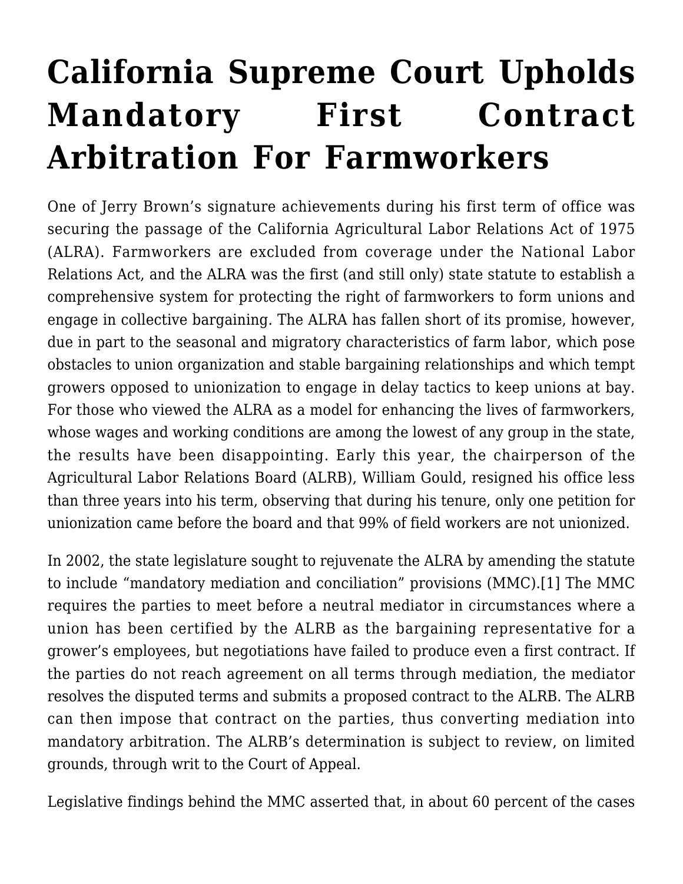# California Supreme Court Upholds Mandatory First Contract Arbitration For Farmworkers

One of Jerry Brown's signature achievements during his first term of office was securing the passage of the California Agricultural Labor Relations Act of 1975 (ALRA). Farmworkers are excluded from coverage under the National Labor Relations Act, and the ALRA was the first (and still only) state statute to establish a comprehensive system for protecting the right of farmworkers to form unions and engage in collective bargaining. The ALRA has fallen short of its promise, however, due in part to the seasonal and migratory characteristics of farm labor, which pose obstacles to union organization and stable bargaining relationships and which tempt growers opposed to unionization to engage in delay tactics to keep unions at bay. For those who viewed the ALRA as a model for enhancing the lives of farmworkers, whose wages and working conditions are among the lowest of any group in the state, the results have been disappointing. Early this year, the chairperson of the Agricultural Labor Relations Board (ALRB), William Gould, resigned his office less than three years into his term, observing that during his tenure, only one petition for unionization came before the board and that 99% of field workers are not unionized.

In 2002, the state legislature sought to rejuvenate the ALRA by amending the statute to include "mandatory mediation and conciliation" provisions (MMC).[1] The MMC requires the parties to meet before a neutral mediator in circumstances where a union has been certified by the ALRB as the bargaining representative for a grower's employees, but negotiations have failed to produce even a first contract. If the parties do not reach agreement on all terms through mediation, the mediator resolves the disputed terms and submits a proposed contract to the ALRB. The ALRB can then impose that contract on the parties, thus converting mediation into mandatory arbitration. The ALRB's determination is subject to review, on limited grounds, through writ to the Court of Appeal.

Legislative findings behind the MMC asserted that, in about 60 percent of the cases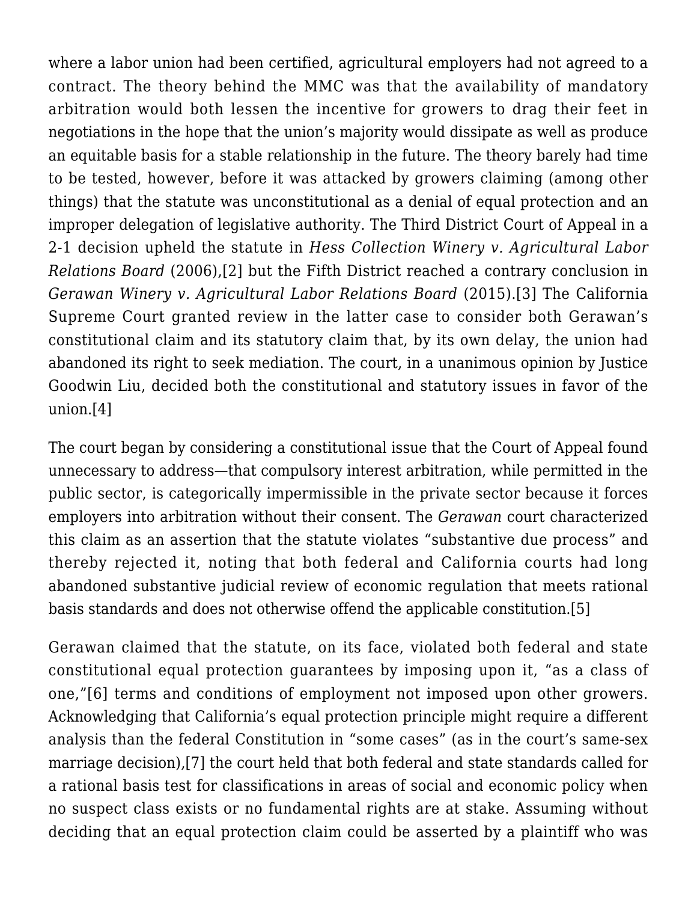where a labor union had been certified, agricultural employers had not agreed to a contract. The theory behind the MMC was that the availability of mandatory arbitration would both lessen the incentive for growers to drag their feet in negotiations in the hope that the union's majority would dissipate as well as produce an equitable basis for a stable relationship in the future. The theory barely had time to be tested, however, before it was attacked by growers claiming (among other things) that the statute was unconstitutional as a denial of equal protection and an improper delegation of legislative authority. The Third District Court of Appeal in a 2-1 decision upheld the statute in *Hess Collection Winery v. Agricultural Labor Relations Board* (2006),[2] but the Fifth District reached a contrary conclusion in *Gerawan Winery v. Agricultural Labor Relations Board* (2015).[3] The California Supreme Court granted review in the latter case to consider both Gerawan's constitutional claim and its statutory claim that, by its own delay, the union had abandoned its right to seek mediation. The court, in a unanimous opinion by Justice Goodwin Liu, decided both the constitutional and statutory issues in favor of the union.[4]

The court began by considering a constitutional issue that the Court of Appeal found unnecessary to address—that compulsory interest arbitration, while permitted in the public sector, is categorically impermissible in the private sector because it forces employers into arbitration without their consent. The *Gerawan* court characterized this claim as an assertion that the statute violates "substantive due process" and thereby rejected it, noting that both federal and California courts had long abandoned substantive judicial review of economic regulation that meets rational basis standards and does not otherwise offend the applicable constitution.[5]

Gerawan claimed that the statute, on its face, violated both federal and state constitutional equal protection guarantees by imposing upon it, "as a class of one,"[6] terms and conditions of employment not imposed upon other growers. Acknowledging that California's equal protection principle might require a different analysis than the federal Constitution in "some cases" (as in the court's same-sex marriage decision),[7] the court held that both federal and state standards called for a rational basis test for classifications in areas of social and economic policy when no suspect class exists or no fundamental rights are at stake. Assuming without deciding that an equal protection claim could be asserted by a plaintiff who was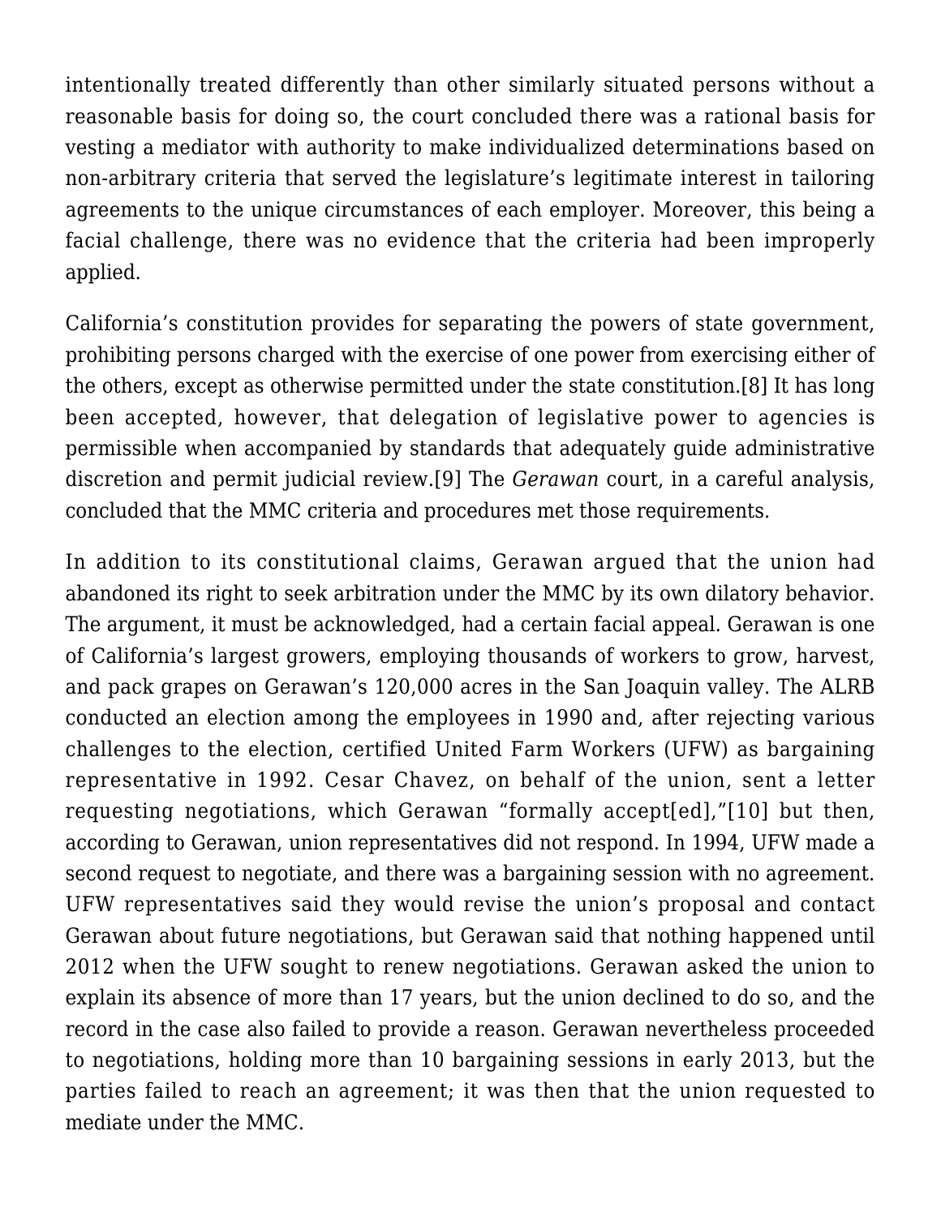intentionally treated differently than other similarly situated persons without a reasonable basis for doing so, the court concluded there was a rational basis for vesting a mediator with authority to make individualized determinations based on non-arbitrary criteria that served the legislature's legitimate interest in tailoring agreements to the unique circumstances of each employer. Moreover, this being a facial challenge, there was no evidence that the criteria had been improperly applied.

California's constitution provides for separating the powers of state government, prohibiting persons charged with the exercise of one power from exercising either of the others, except as otherwise permitted under the state constitution.[8] It has long been accepted, however, that delegation of legislative power to agencies is permissible when accompanied by standards that adequately guide administrative discretion and permit judicial review.[9] The *Gerawan* court, in a careful analysis, concluded that the MMC criteria and procedures met those requirements.

In addition to its constitutional claims, Gerawan argued that the union had abandoned its right to seek arbitration under the MMC by its own dilatory behavior. The argument, it must be acknowledged, had a certain facial appeal. Gerawan is one of California's largest growers, employing thousands of workers to grow, harvest, and pack grapes on Gerawan's 120,000 acres in the San Joaquin valley. The ALRB conducted an election among the employees in 1990 and, after rejecting various challenges to the election, certified United Farm Workers (UFW) as bargaining representative in 1992. Cesar Chavez, on behalf of the union, sent a letter requesting negotiations, which Gerawan "formally accept[ed],"[10] but then, according to Gerawan, union representatives did not respond. In 1994, UFW made a second request to negotiate, and there was a bargaining session with no agreement. UFW representatives said they would revise the union's proposal and contact Gerawan about future negotiations, but Gerawan said that nothing happened until 2012 when the UFW sought to renew negotiations. Gerawan asked the union to explain its absence of more than 17 years, but the union declined to do so, and the record in the case also failed to provide a reason. Gerawan nevertheless proceeded to negotiations, holding more than 10 bargaining sessions in early 2013, but the parties failed to reach an agreement; it was then that the union requested to mediate under the MMC.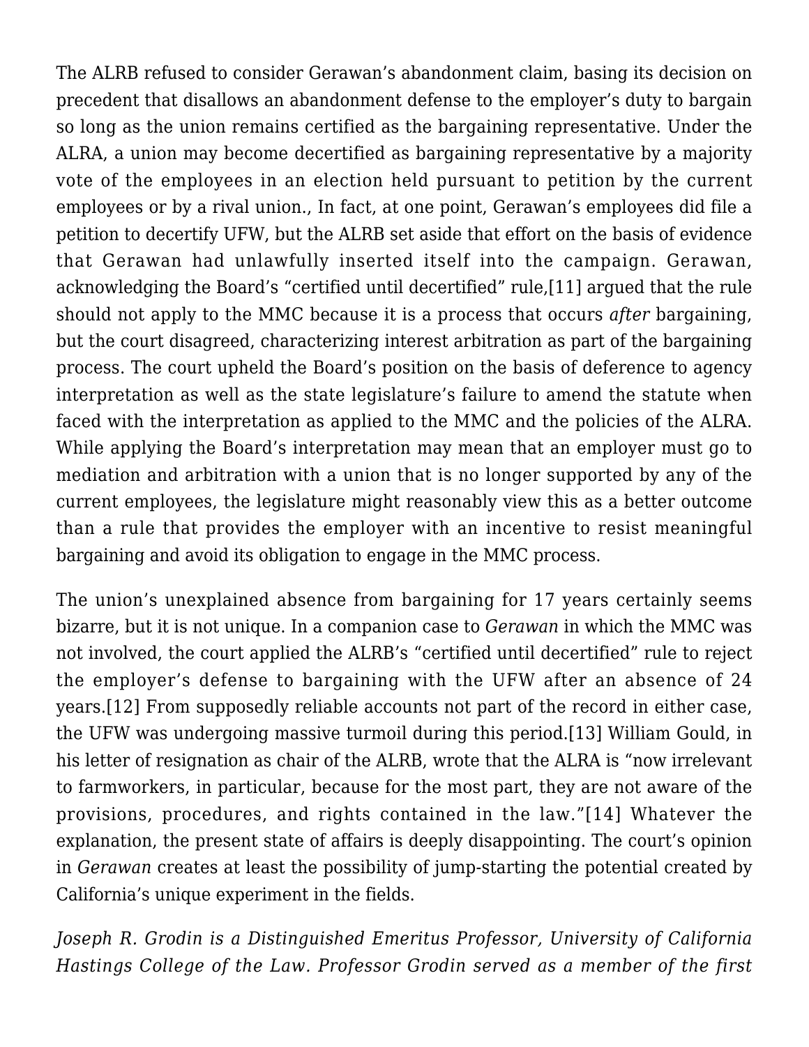The ALRB refused to consider Gerawan's abandonment claim, basing its decision on precedent that disallows an abandonment defense to the employer's duty to bargain so long as the union remains certified as the bargaining representative. Under the ALRA, a union may become decertified as bargaining representative by a majority vote of the employees in an election held pursuant to petition by the current employees or by a rival union., In fact, at one point, Gerawan's employees did file a petition to decertify UFW, but the ALRB set aside that effort on the basis of evidence that Gerawan had unlawfully inserted itself into the campaign. Gerawan, acknowledging the Board's "certified until decertified" rule,[11] argued that the rule should not apply to the MMC because it is a process that occurs *after* bargaining, but the court disagreed, characterizing interest arbitration as part of the bargaining process. The court upheld the Board's position on the basis of deference to agency interpretation as well as the state legislature's failure to amend the statute when faced with the interpretation as applied to the MMC and the policies of the ALRA. While applying the Board's interpretation may mean that an employer must go to mediation and arbitration with a union that is no longer supported by any of the current employees, the legislature might reasonably view this as a better outcome than a rule that provides the employer with an incentive to resist meaningful bargaining and avoid its obligation to engage in the MMC process.

The union's unexplained absence from bargaining for 17 years certainly seems bizarre, but it is not unique. In a companion case to *Gerawan* in which the MMC was not involved, the court applied the ALRB's "certified until decertified" rule to reject the employer's defense to bargaining with the UFW after an absence of 24 years.[12] From supposedly reliable accounts not part of the record in either case, the UFW was undergoing massive turmoil during this period.[13] William Gould, in his letter of resignation as chair of the ALRB, wrote that the ALRA is "now irrelevant to farmworkers, in particular, because for the most part, they are not aware of the provisions, procedures, and rights contained in the law."[14] Whatever the explanation, the present state of affairs is deeply disappointing. The court's opinion in *Gerawan* creates at least the possibility of jump-starting the potential created by California's unique experiment in the fields.

*Joseph R. Grodin is a Distinguished Emeritus Professor, University of California Hastings College of the Law. Professor Grodin served as a member of the first*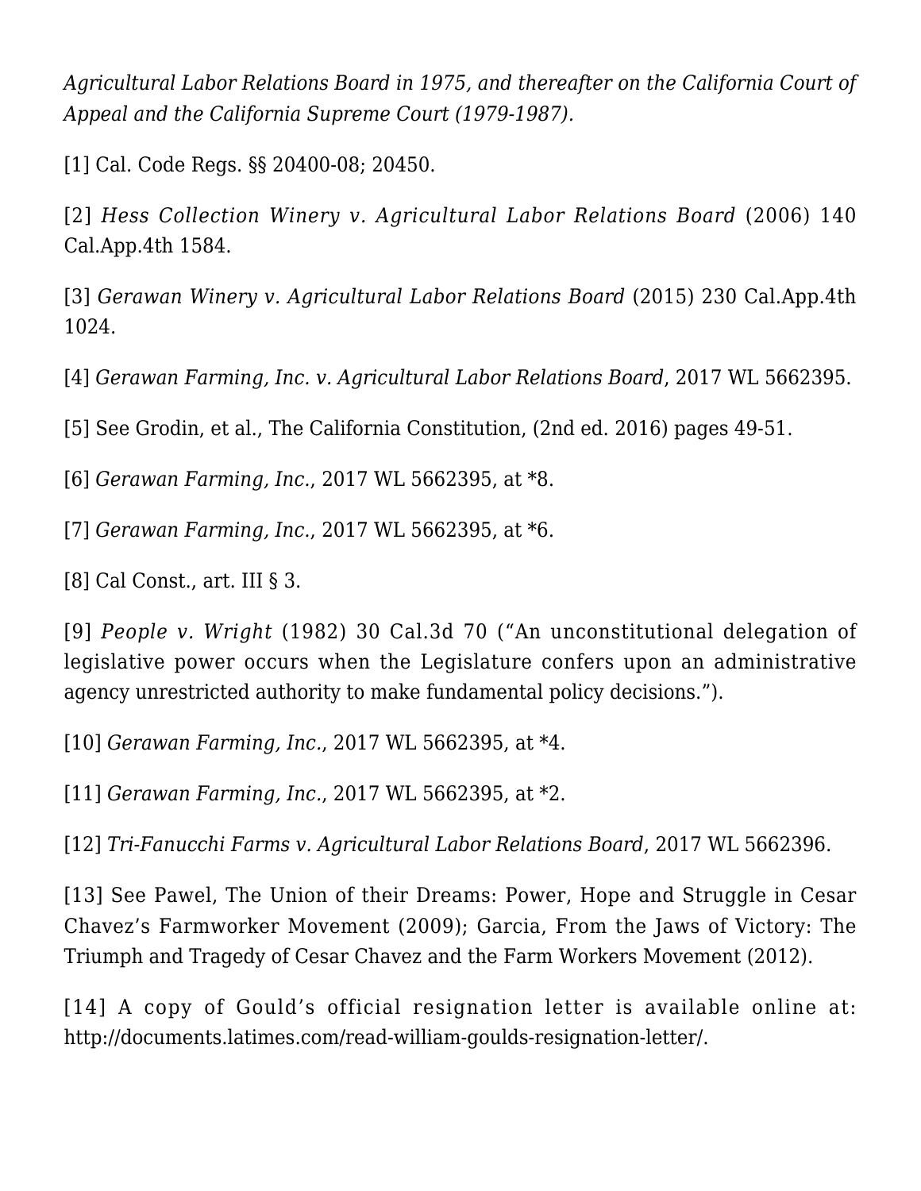*Agricultural Labor Relations Board in 1975, and thereafter on the California Court of Appeal and the California Supreme Court (1979-1987).*

[1] Cal. Code Regs. §§ 20400-08; 20450.

[2] *Hess Collection Winery v. Agricultural Labor Relations Board* (2006) 140 Cal.App.4th 1584.

[3] *Gerawan Winery v. Agricultural Labor Relations Board* (2015) 230 Cal.App.4th 1024.

[4] *Gerawan Farming, Inc. v. Agricultural Labor Relations Board*, 2017 WL 5662395.

[5] See Grodin, et al., The California Constitution, (2nd ed. 2016) pages 49-51.

[6] *Gerawan Farming, Inc.*, 2017 WL 5662395, at *8.

[7] *Gerawan Farming, Inc.*, 2017 WL 5662395, at *6.

[8] Cal Const., art. III § 3.

[9] *People v. Wright* (1982) 30 Cal.3d 70 ("An unconstitutional delegation of legislative power occurs when the Legislature confers upon an administrative agency unrestricted authority to make fundamental policy decisions.").

[10] *Gerawan Farming, Inc.*, 2017 WL 5662395, at *4.

[11] *Gerawan Farming, Inc.*, 2017 WL 5662395, at *2.

[12] *Tri-Fanucchi Farms v. Agricultural Labor Relations Board*, 2017 WL 5662396.

[13] See Pawel, The Union of their Dreams: Power, Hope and Struggle in Cesar Chavez's Farmworker Movement (2009); Garcia, From the Jaws of Victory: The Triumph and Tragedy of Cesar Chavez and the Farm Workers Movement (2012).

[14] A copy of Gould's official resignation letter is available online at: http://documents.latimes.com/read-william-goulds-resignation-letter/.